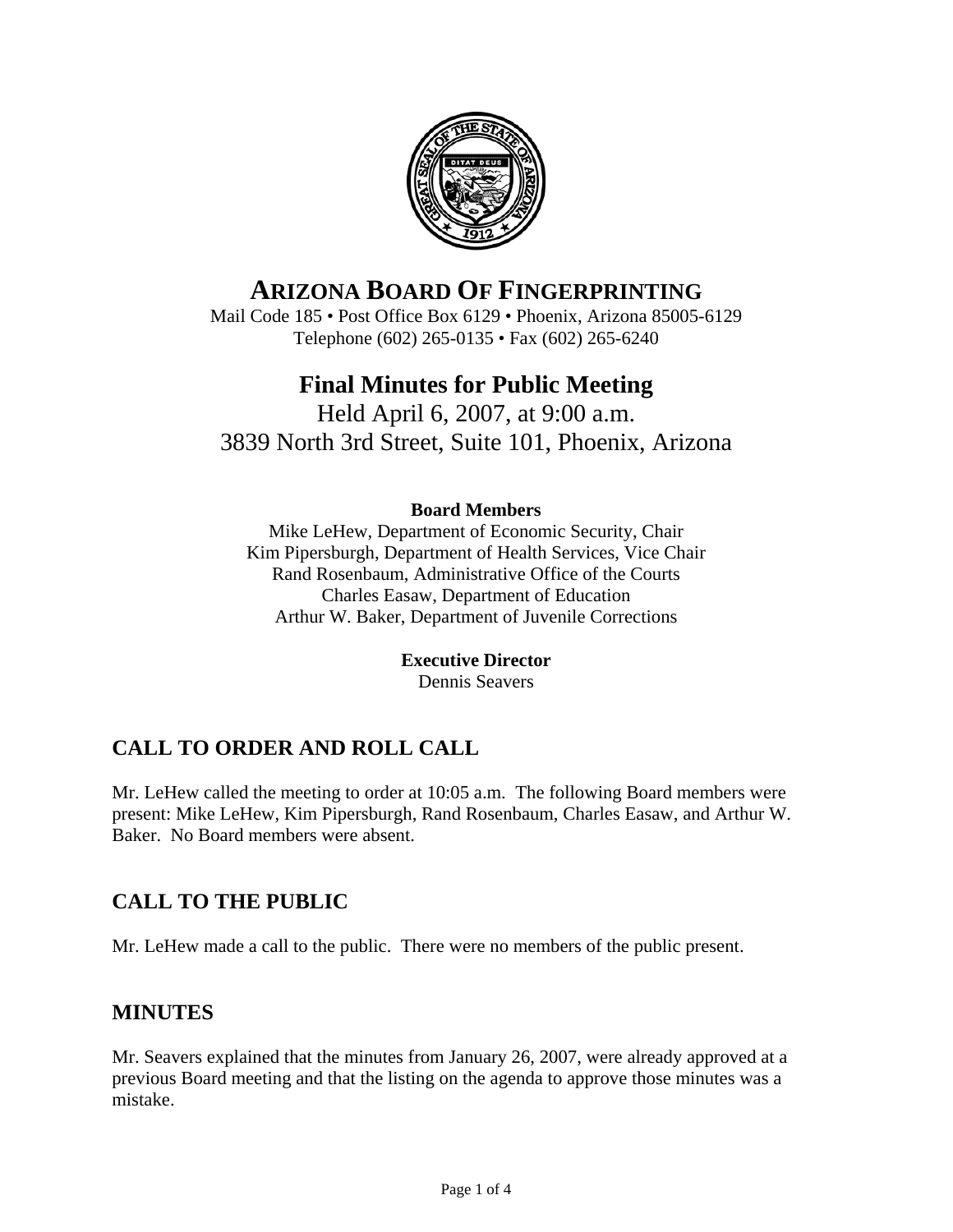# ARIZONA BOARD OF FINGERPRINTING

Mail Code 185 • Post Office Box 6129 • Phoenix, Arizona 85005-6129
Telephone (602) 265-0135 • Fax (602) 265-6240

## Final Minutes for Public Meeting

Held April 6, 2007, at 9:00 a.m.
3839 North 3rd Street, Suite 101, Phoenix, Arizona

**Board Members**

Mike LeHew, Department of Economic Security, Chair
Kim Pipersburgh, Department of Health Services, Vice Chair
Rand Rosenbaum, Administrative Office of the Courts
Charles Easaw, Department of Education
Arthur W. Baker, Department of Juvenile Corrections

**Executive Director**

Dennis Seavers

## CALL TO ORDER AND ROLL CALL

Mr. LeHew called the meeting to order at 10:05 a.m. The following Board members were present: Mike LeHew, Kim Pipersburgh, Rand Rosenbaum, Charles Easaw, and Arthur W. Baker. No Board members were absent.

## CALL TO THE PUBLIC

Mr. LeHew made a call to the public. There were no members of the public present.

## MINUTES

Mr. Seavers explained that the minutes from January 26, 2007, were already approved at a previous Board meeting and that the listing on the agenda to approve those minutes was a mistake.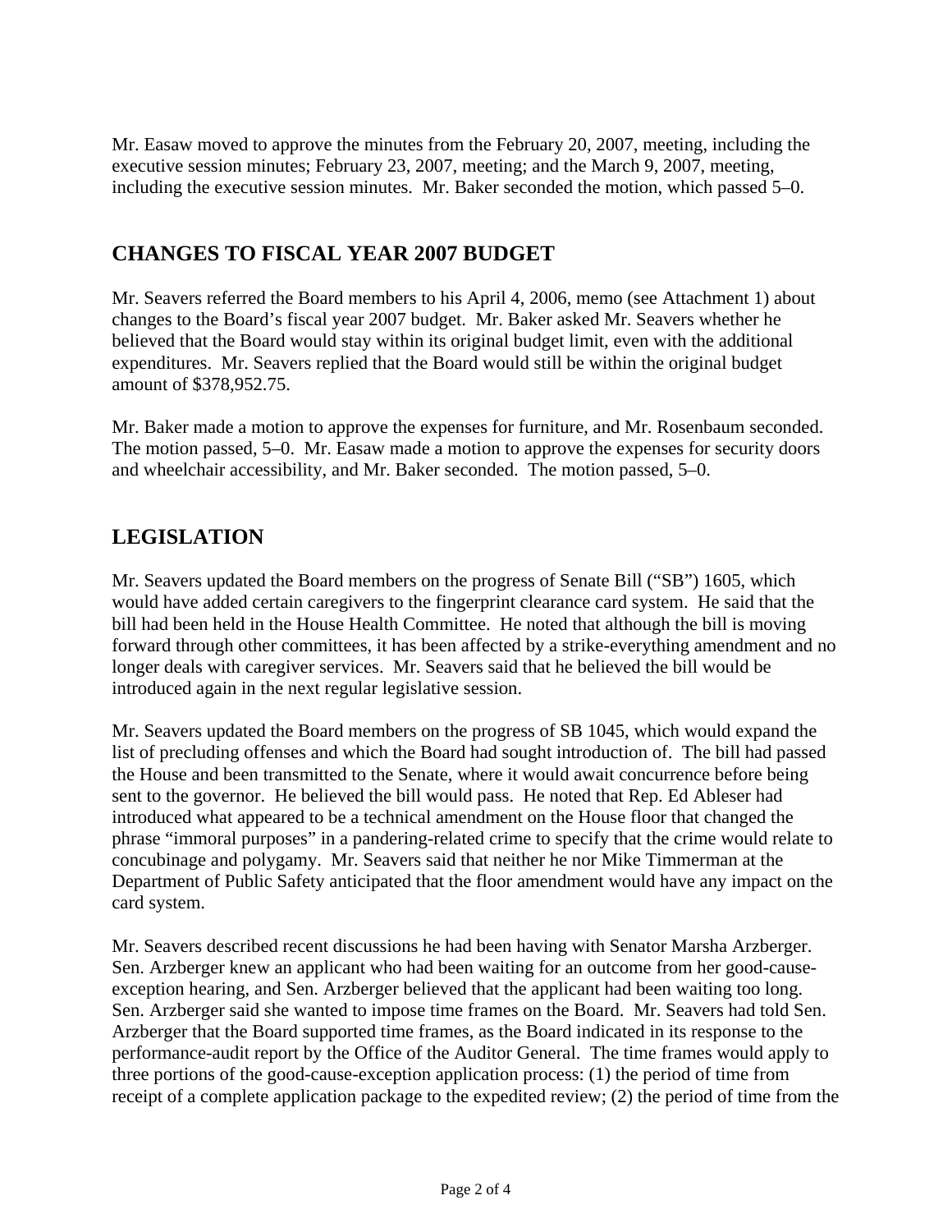Mr. Easaw moved to approve the minutes from the February 20, 2007, meeting, including the executive session minutes; February 23, 2007, meeting; and the March 9, 2007, meeting, including the executive session minutes. Mr. Baker seconded the motion, which passed 5–0.

## CHANGES TO FISCAL YEAR 2007 BUDGET

Mr. Seavers referred the Board members to his April 4, 2006, memo (see Attachment 1) about changes to the Board's fiscal year 2007 budget. Mr. Baker asked Mr. Seavers whether he believed that the Board would stay within its original budget limit, even with the additional expenditures. Mr. Seavers replied that the Board would still be within the original budget amount of $378,952.75.

Mr. Baker made a motion to approve the expenses for furniture, and Mr. Rosenbaum seconded. The motion passed, 5–0. Mr. Easaw made a motion to approve the expenses for security doors and wheelchair accessibility, and Mr. Baker seconded. The motion passed, 5–0.

## LEGISLATION

Mr. Seavers updated the Board members on the progress of Senate Bill ("SB") 1605, which would have added certain caregivers to the fingerprint clearance card system. He said that the bill had been held in the House Health Committee. He noted that although the bill is moving forward through other committees, it has been affected by a strike-everything amendment and no longer deals with caregiver services. Mr. Seavers said that he believed the bill would be introduced again in the next regular legislative session.

Mr. Seavers updated the Board members on the progress of SB 1045, which would expand the list of precluding offenses and which the Board had sought introduction of. The bill had passed the House and been transmitted to the Senate, where it would await concurrence before being sent to the governor. He believed the bill would pass. He noted that Rep. Ed Ableser had introduced what appeared to be a technical amendment on the House floor that changed the phrase "immoral purposes" in a pandering-related crime to specify that the crime would relate to concubinage and polygamy. Mr. Seavers said that neither he nor Mike Timmerman at the Department of Public Safety anticipated that the floor amendment would have any impact on the card system.

Mr. Seavers described recent discussions he had been having with Senator Marsha Arzberger. Sen. Arzberger knew an applicant who had been waiting for an outcome from her good-cause-exception hearing, and Sen. Arzberger believed that the applicant had been waiting too long. Sen. Arzberger said she wanted to impose time frames on the Board. Mr. Seavers had told Sen. Arzberger that the Board supported time frames, as the Board indicated in its response to the performance-audit report by the Office of the Auditor General. The time frames would apply to three portions of the good-cause-exception application process: (1) the period of time from receipt of a complete application package to the expedited review; (2) the period of time from the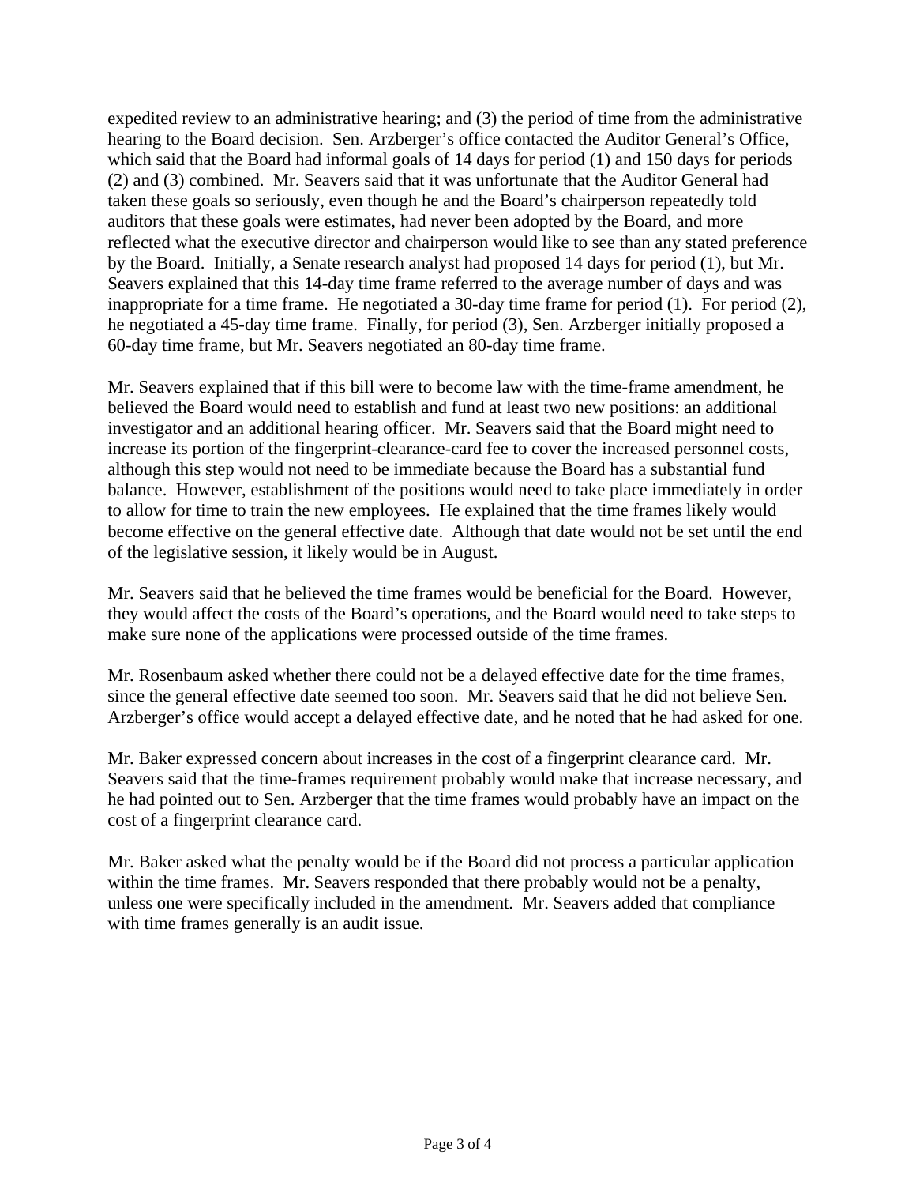expedited review to an administrative hearing; and (3) the period of time from the administrative hearing to the Board decision. Sen. Arzberger's office contacted the Auditor General's Office, which said that the Board had informal goals of 14 days for period (1) and 150 days for periods (2) and (3) combined. Mr. Seavers said that it was unfortunate that the Auditor General had taken these goals so seriously, even though he and the Board's chairperson repeatedly told auditors that these goals were estimates, had never been adopted by the Board, and more reflected what the executive director and chairperson would like to see than any stated preference by the Board. Initially, a Senate research analyst had proposed 14 days for period (1), but Mr. Seavers explained that this 14-day time frame referred to the average number of days and was inappropriate for a time frame. He negotiated a 30-day time frame for period (1). For period (2), he negotiated a 45-day time frame. Finally, for period (3), Sen. Arzberger initially proposed a 60-day time frame, but Mr. Seavers negotiated an 80-day time frame.

Mr. Seavers explained that if this bill were to become law with the time-frame amendment, he believed the Board would need to establish and fund at least two new positions: an additional investigator and an additional hearing officer. Mr. Seavers said that the Board might need to increase its portion of the fingerprint-clearance-card fee to cover the increased personnel costs, although this step would not need to be immediate because the Board has a substantial fund balance. However, establishment of the positions would need to take place immediately in order to allow for time to train the new employees. He explained that the time frames likely would become effective on the general effective date. Although that date would not be set until the end of the legislative session, it likely would be in August.

Mr. Seavers said that he believed the time frames would be beneficial for the Board. However, they would affect the costs of the Board's operations, and the Board would need to take steps to make sure none of the applications were processed outside of the time frames.

Mr. Rosenbaum asked whether there could not be a delayed effective date for the time frames, since the general effective date seemed too soon. Mr. Seavers said that he did not believe Sen. Arzberger's office would accept a delayed effective date, and he noted that he had asked for one.

Mr. Baker expressed concern about increases in the cost of a fingerprint clearance card. Mr. Seavers said that the time-frames requirement probably would make that increase necessary, and he had pointed out to Sen. Arzberger that the time frames would probably have an impact on the cost of a fingerprint clearance card.

Mr. Baker asked what the penalty would be if the Board did not process a particular application within the time frames. Mr. Seavers responded that there probably would not be a penalty, unless one were specifically included in the amendment. Mr. Seavers added that compliance with time frames generally is an audit issue.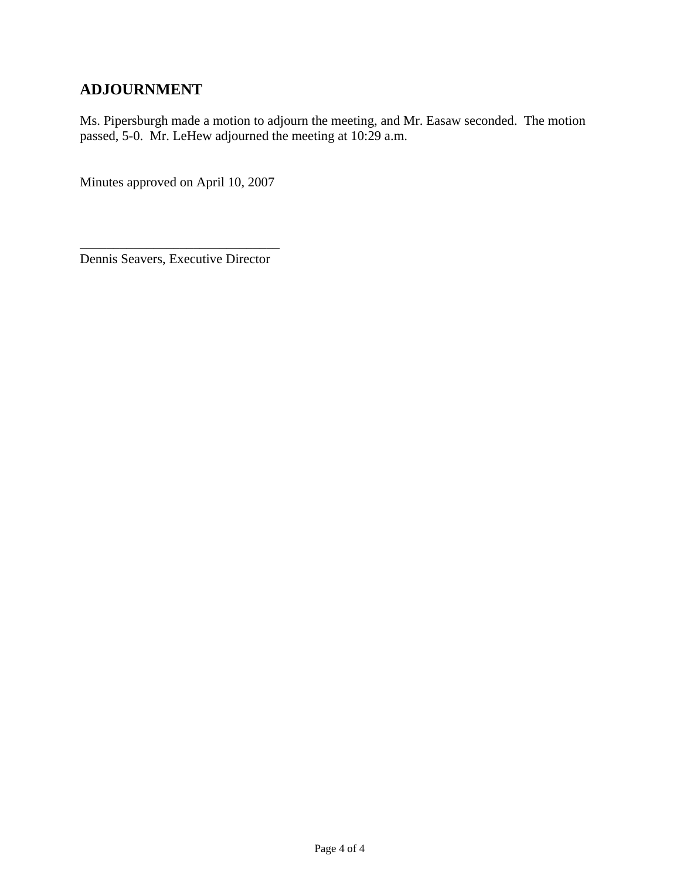## ADJOURNMENT

Ms. Pipersburgh made a motion to adjourn the meeting, and Mr. Easaw seconded. The motion passed, 5-0. Mr. LeHew adjourned the meeting at 10:29 a.m.

Minutes approved on April 10, 2007

_______________________________
Dennis Seavers, Executive Director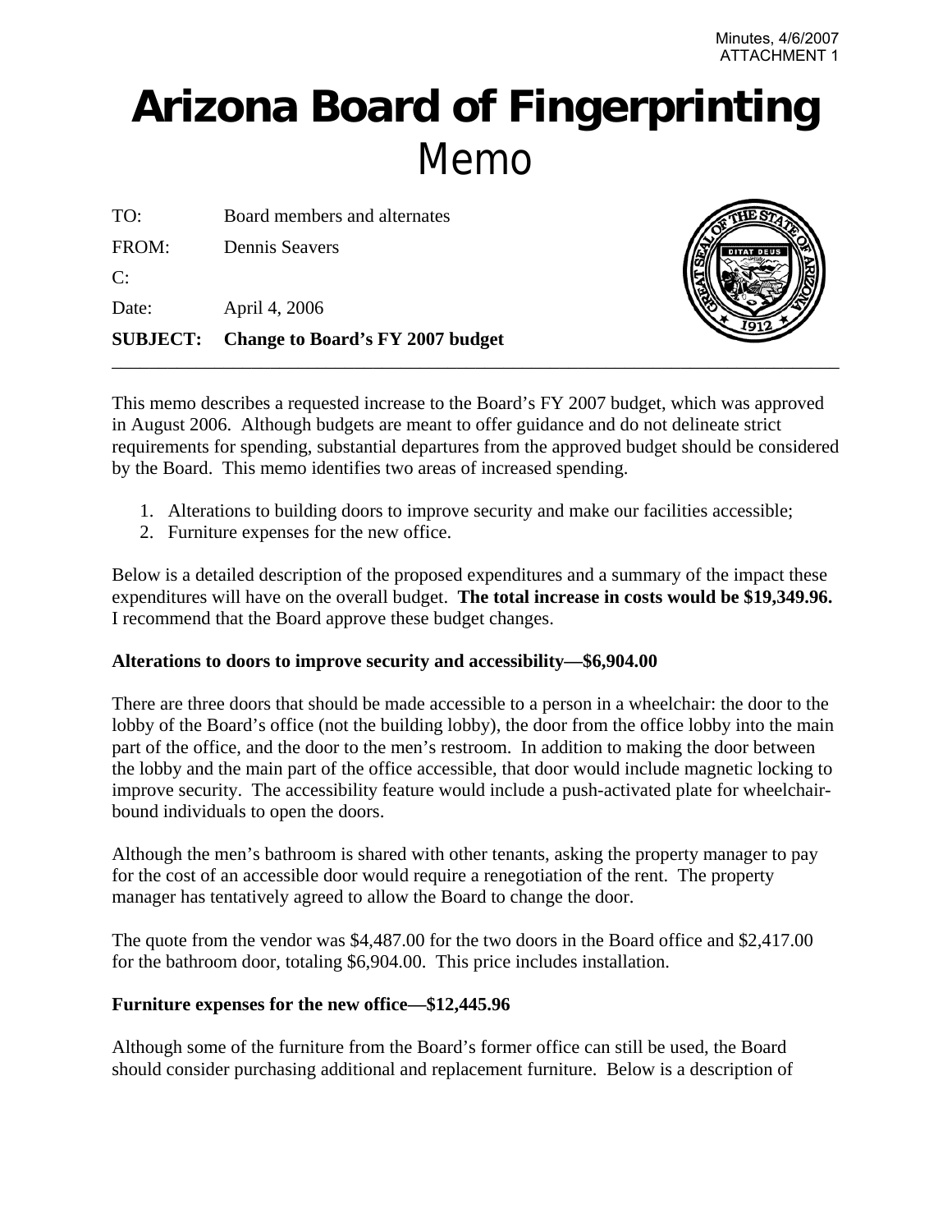Minutes, 4/6/2007
ATTACHMENT 1

# Arizona Board of Fingerprinting

## Memo

TO: Board members and alternates

FROM: Dennis Seavers

C:

Date: April 4, 2006

**SUBJECT: Change to Board's FY 2007 budget**

---

This memo describes a requested increase to the Board's FY 2007 budget, which was approved in August 2006. Although budgets are meant to offer guidance and do not delineate strict requirements for spending, substantial departures from the approved budget should be considered by the Board. This memo identifies two areas of increased spending.

1. Alterations to building doors to improve security and make our facilities accessible;
2. Furniture expenses for the new office.

Below is a detailed description of the proposed expenditures and a summary of the impact these expenditures will have on the overall budget. **The total increase in costs would be $19,349.96.** I recommend that the Board approve these budget changes.

**Alterations to doors to improve security and accessibility—$6,904.00**

There are three doors that should be made accessible to a person in a wheelchair: the door to the lobby of the Board's office (not the building lobby), the door from the office lobby into the main part of the office, and the door to the men's restroom. In addition to making the door between the lobby and the main part of the office accessible, that door would include magnetic locking to improve security. The accessibility feature would include a push-activated plate for wheelchair-bound individuals to open the doors.

Although the men's bathroom is shared with other tenants, asking the property manager to pay for the cost of an accessible door would require a renegotiation of the rent. The property manager has tentatively agreed to allow the Board to change the door.

The quote from the vendor was $4,487.00 for the two doors in the Board office and $2,417.00 for the bathroom door, totaling $6,904.00. This price includes installation.

**Furniture expenses for the new office—$12,445.96**

Although some of the furniture from the Board's former office can still be used, the Board should consider purchasing additional and replacement furniture. Below is a description of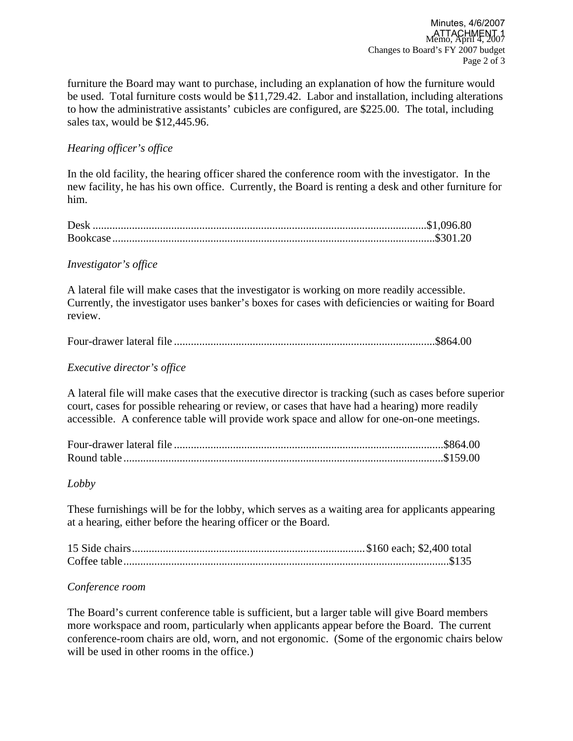furniture the Board may want to purchase, including an explanation of how the furniture would be used. Total furniture costs would be $11,729.42. Labor and installation, including alterations to how the administrative assistants' cubicles are configured, are $225.00. The total, including sales tax, would be $12,445.96.

*Hearing officer's office*

In the old facility, the hearing officer shared the conference room with the investigator. In the new facility, he has his own office. Currently, the Board is renting a desk and other furniture for him.

Desk ....................................................................................................................$1,096.80
Bookcase ..................................................................................................................$301.20

*Investigator's office*

A lateral file will make cases that the investigator is working on more readily accessible. Currently, the investigator uses banker's boxes for cases with deficiencies or waiting for Board review.

Four-drawer lateral file ............................................................................................$864.00

*Executive director's office*

A lateral file will make cases that the executive director is tracking (such as cases before superior court, cases for possible rehearing or review, or cases that have had a hearing) more readily accessible. A conference table will provide work space and allow for one-on-one meetings.

Four-drawer lateral file ..............................................................................................$864.00
Round table .................................................................................................................$159.00

*Lobby*

These furnishings will be for the lobby, which serves as a waiting area for applicants appearing at a hearing, either before the hearing officer or the Board.

15 Side chairs .................................................................................. $160 each; $2,400 total
Coffee table ...................................................................................................................$135

*Conference room*

The Board's current conference table is sufficient, but a larger table will give Board members more workspace and room, particularly when applicants appear before the Board. The current conference-room chairs are old, worn, and not ergonomic. (Some of the ergonomic chairs below will be used in other rooms in the office.)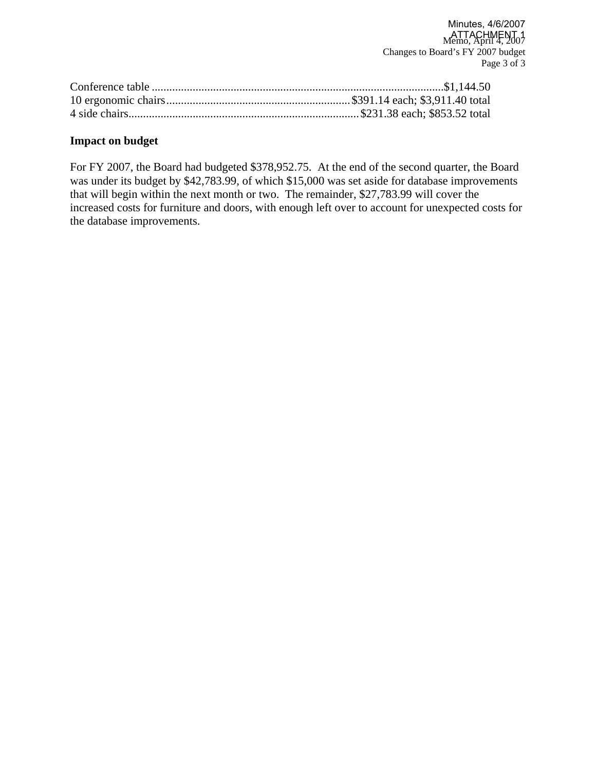Conference table ....................................................................................................$1,144.50
10 ergonomic chairs...............................................................$391.14 each; $3,911.40 total
4 side chairs...............................................................................$231.38 each; $853.52 total

**Impact on budget**

For FY 2007, the Board had budgeted $378,952.75. At the end of the second quarter, the Board was under its budget by $42,783.99, of which $15,000 was set aside for database improvements that will begin within the next month or two. The remainder, $27,783.99 will cover the increased costs for furniture and doors, with enough left over to account for unexpected costs for the database improvements.